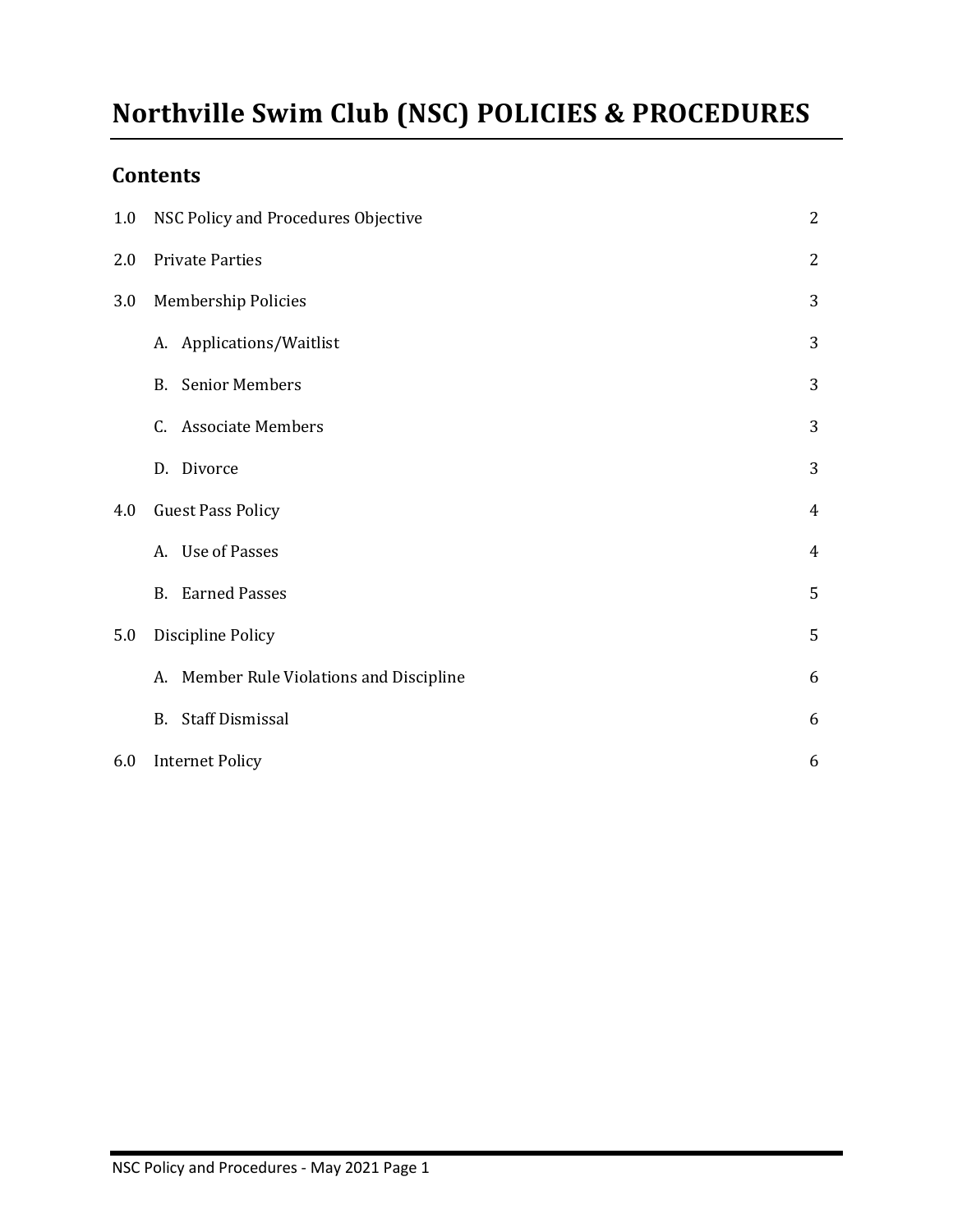# Northville Swim Club (NSC) POLICIES & PROCEDURES

## Contents

| | | |
|---|---|---|
| 1.0 | NSC Policy and Procedures Objective | 2 |
| 2.0 | Private Parties | 2 |
| 3.0 | Membership Policies | 3 |
| | A. Applications/Waitlist | 3 |
| | B. Senior Members | 3 |
| | C. Associate Members | 3 |
| | D. Divorce | 3 |
| 4.0 | Guest Pass Policy | 4 |
| | A. Use of Passes | 4 |
| | B. Earned Passes | 5 |
| 5.0 | Discipline Policy | 5 |
| | A. Member Rule Violations and Discipline | 6 |
| | B. Staff Dismissal | 6 |
| 6.0 | Internet Policy | 6 |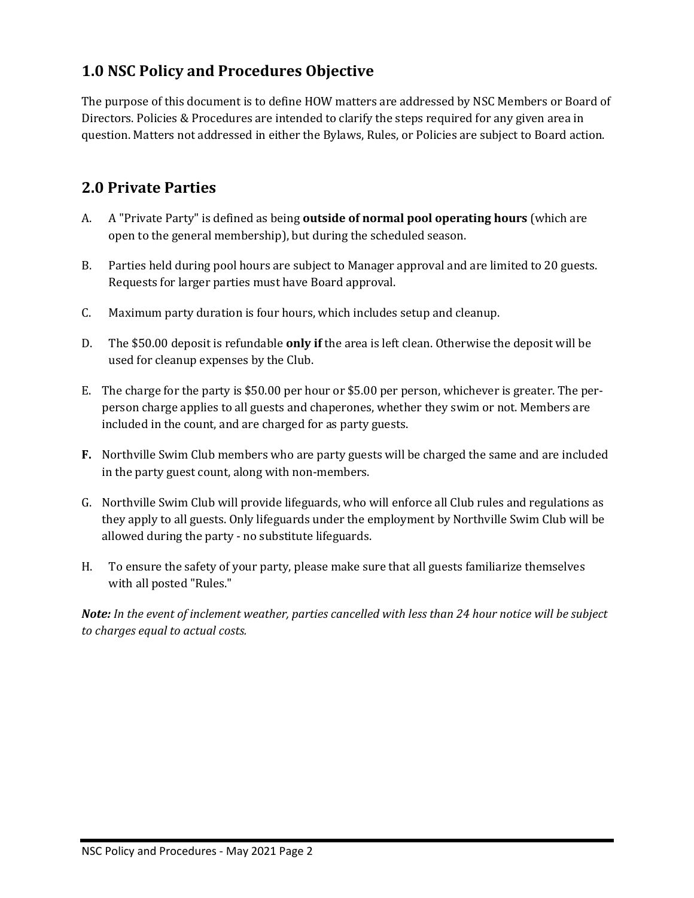## 1.0 NSC Policy and Procedures Objective

The purpose of this document is to define HOW matters are addressed by NSC Members or Board of Directors. Policies & Procedures are intended to clarify the steps required for any given area in question. Matters not addressed in either the Bylaws, Rules, or Policies are subject to Board action.

## 2.0 Private Parties

A. A "Private Party" is defined as being **outside of normal pool operating hours** (which are open to the general membership), but during the scheduled season.

B. Parties held during pool hours are subject to Manager approval and are limited to 20 guests. Requests for larger parties must have Board approval.

C. Maximum party duration is four hours, which includes setup and cleanup.

D. The $50.00 deposit is refundable **only if** the area is left clean. Otherwise the deposit will be used for cleanup expenses by the Club.

E. The charge for the party is $50.00 per hour or $5.00 per person, whichever is greater. The per-person charge applies to all guests and chaperones, whether they swim or not. Members are included in the count, and are charged for as party guests.

**F.** Northville Swim Club members who are party guests will be charged the same and are included in the party guest count, along with non-members.

G. Northville Swim Club will provide lifeguards, who will enforce all Club rules and regulations as they apply to all guests. Only lifeguards under the employment by Northville Swim Club will be allowed during the party - no substitute lifeguards.

H. To ensure the safety of your party, please make sure that all guests familiarize themselves with all posted "Rules."

***Note:*** *In the event of inclement weather, parties cancelled with less than 24 hour notice will be subject to charges equal to actual costs.*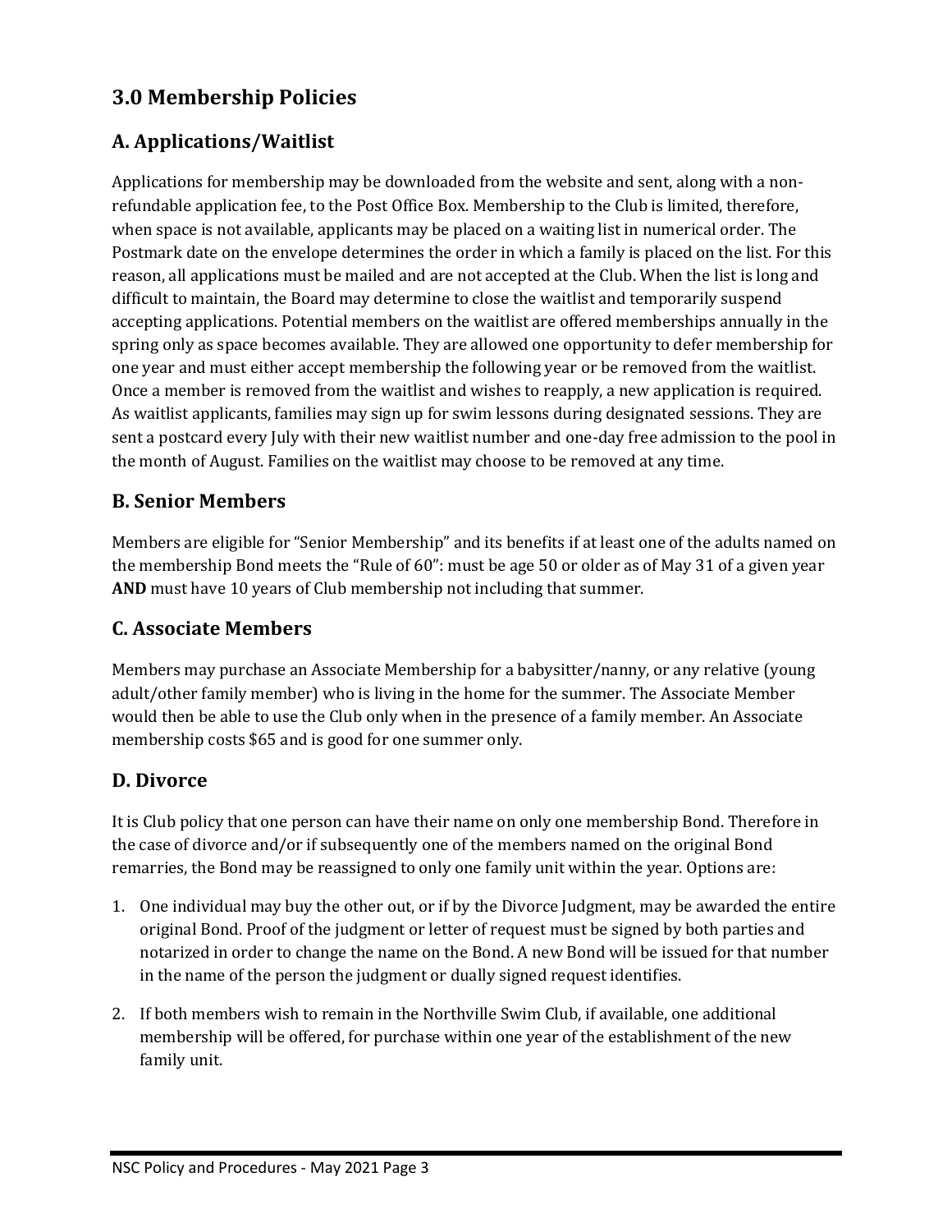## 3.0 Membership Policies

### A. Applications/Waitlist

Applications for membership may be downloaded from the website and sent, along with a non-refundable application fee, to the Post Office Box. Membership to the Club is limited, therefore, when space is not available, applicants may be placed on a waiting list in numerical order. The Postmark date on the envelope determines the order in which a family is placed on the list. For this reason, all applications must be mailed and are not accepted at the Club. When the list is long and difficult to maintain, the Board may determine to close the waitlist and temporarily suspend accepting applications. Potential members on the waitlist are offered memberships annually in the spring only as space becomes available. They are allowed one opportunity to defer membership for one year and must either accept membership the following year or be removed from the waitlist. Once a member is removed from the waitlist and wishes to reapply, a new application is required. As waitlist applicants, families may sign up for swim lessons during designated sessions. They are sent a postcard every July with their new waitlist number and one-day free admission to the pool in the month of August. Families on the waitlist may choose to be removed at any time.

### B. Senior Members

Members are eligible for "Senior Membership" and its benefits if at least one of the adults named on the membership Bond meets the "Rule of 60": must be age 50 or older as of May 31 of a given year **AND** must have 10 years of Club membership not including that summer.

### C. Associate Members

Members may purchase an Associate Membership for a babysitter/nanny, or any relative (young adult/other family member) who is living in the home for the summer. The Associate Member would then be able to use the Club only when in the presence of a family member. An Associate membership costs $65 and is good for one summer only.

### D. Divorce

It is Club policy that one person can have their name on only one membership Bond. Therefore in the case of divorce and/or if subsequently one of the members named on the original Bond remarries, the Bond may be reassigned to only one family unit within the year. Options are:

1. One individual may buy the other out, or if by the Divorce Judgment, may be awarded the entire original Bond. Proof of the judgment or letter of request must be signed by both parties and notarized in order to change the name on the Bond. A new Bond will be issued for that number in the name of the person the judgment or dually signed request identifies.

2. If both members wish to remain in the Northville Swim Club, if available, one additional membership will be offered, for purchase within one year of the establishment of the new family unit.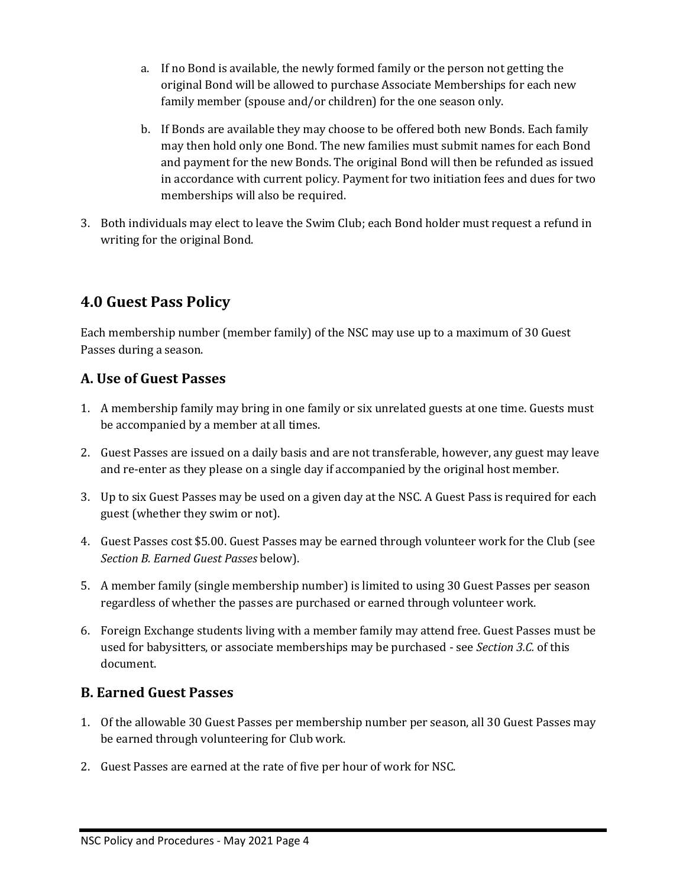a. If no Bond is available, the newly formed family or the person not getting the original Bond will be allowed to purchase Associate Memberships for each new family member (spouse and/or children) for the one season only.

   b. If Bonds are available they may choose to be offered both new Bonds. Each family may then hold only one Bond. The new families must submit names for each Bond and payment for the new Bonds. The original Bond will then be refunded as issued in accordance with current policy. Payment for two initiation fees and dues for two memberships will also be required.

3. Both individuals may elect to leave the Swim Club; each Bond holder must request a refund in writing for the original Bond.

## 4.0 Guest Pass Policy

Each membership number (member family) of the NSC may use up to a maximum of 30 Guest Passes during a season.

### A. Use of Guest Passes

1. A membership family may bring in one family or six unrelated guests at one time. Guests must be accompanied by a member at all times.
2. Guest Passes are issued on a daily basis and are not transferable, however, any guest may leave and re-enter as they please on a single day if accompanied by the original host member.
3. Up to six Guest Passes may be used on a given day at the NSC. A Guest Pass is required for each guest (whether they swim or not).
4. Guest Passes cost $5.00. Guest Passes may be earned through volunteer work for the Club (see *Section B. Earned Guest Passes* below).
5. A member family (single membership number) is limited to using 30 Guest Passes per season regardless of whether the passes are purchased or earned through volunteer work.
6. Foreign Exchange students living with a member family may attend free. Guest Passes must be used for babysitters, or associate memberships may be purchased - see *Section 3.C.* of this document.

### B. Earned Guest Passes

1. Of the allowable 30 Guest Passes per membership number per season, all 30 Guest Passes may be earned through volunteering for Club work.
2. Guest Passes are earned at the rate of five per hour of work for NSC.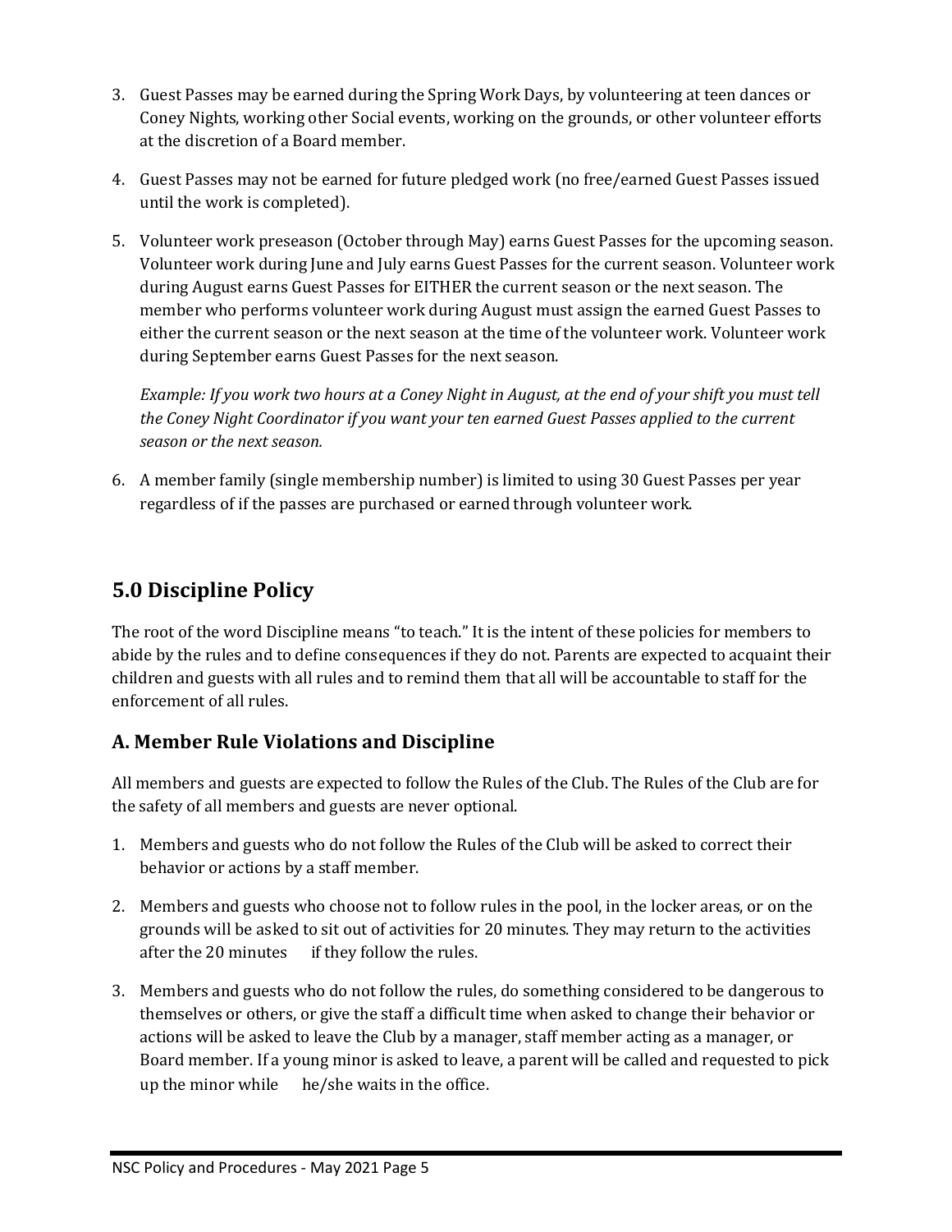3. Guest Passes may be earned during the Spring Work Days, by volunteering at teen dances or Coney Nights, working other Social events, working on the grounds, or other volunteer efforts at the discretion of a Board member.

4. Guest Passes may not be earned for future pledged work (no free/earned Guest Passes issued until the work is completed).

5. Volunteer work preseason (October through May) earns Guest Passes for the upcoming season. Volunteer work during June and July earns Guest Passes for the current season. Volunteer work during August earns Guest Passes for EITHER the current season or the next season. The member who performs volunteer work during August must assign the earned Guest Passes to either the current season or the next season at the time of the volunteer work. Volunteer work during September earns Guest Passes for the next season.

   *Example: If you work two hours at a Coney Night in August, at the end of your shift you must tell the Coney Night Coordinator if you want your ten earned Guest Passes applied to the current season or the next season.*

6. A member family (single membership number) is limited to using 30 Guest Passes per year regardless of if the passes are purchased or earned through volunteer work.

## 5.0 Discipline Policy

The root of the word Discipline means "to teach." It is the intent of these policies for members to abide by the rules and to define consequences if they do not. Parents are expected to acquaint their children and guests with all rules and to remind them that all will be accountable to staff for the enforcement of all rules.

### A. Member Rule Violations and Discipline

All members and guests are expected to follow the Rules of the Club. The Rules of the Club are for the safety of all members and guests are never optional.

1. Members and guests who do not follow the Rules of the Club will be asked to correct their behavior or actions by a staff member.

2. Members and guests who choose not to follow rules in the pool, in the locker areas, or on the grounds will be asked to sit out of activities for 20 minutes. They may return to the activities after the 20 minutes if they follow the rules.

3. Members and guests who do not follow the rules, do something considered to be dangerous to themselves or others, or give the staff a difficult time when asked to change their behavior or actions will be asked to leave the Club by a manager, staff member acting as a manager, or Board member. If a young minor is asked to leave, a parent will be called and requested to pick up the minor while he/she waits in the office.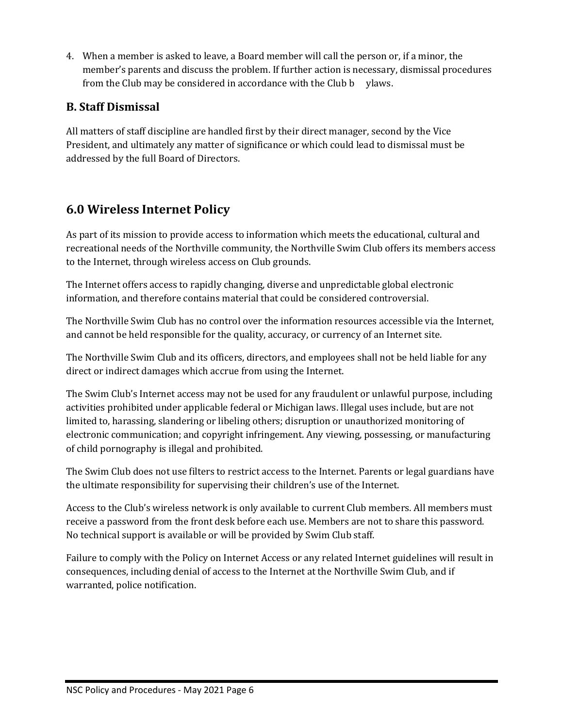4. When a member is asked to leave, a Board member will call the person or, if a minor, the member's parents and discuss the problem. If further action is necessary, dismissal procedures from the Club may be considered in accordance with the Club b ylaws.

### B. Staff Dismissal

All matters of staff discipline are handled first by their direct manager, second by the Vice President, and ultimately any matter of significance or which could lead to dismissal must be addressed by the full Board of Directors.

## 6.0 Wireless Internet Policy

As part of its mission to provide access to information which meets the educational, cultural and recreational needs of the Northville community, the Northville Swim Club offers its members access to the Internet, through wireless access on Club grounds.

The Internet offers access to rapidly changing, diverse and unpredictable global electronic information, and therefore contains material that could be considered controversial.

The Northville Swim Club has no control over the information resources accessible via the Internet, and cannot be held responsible for the quality, accuracy, or currency of an Internet site.

The Northville Swim Club and its officers, directors, and employees shall not be held liable for any direct or indirect damages which accrue from using the Internet.

The Swim Club's Internet access may not be used for any fraudulent or unlawful purpose, including activities prohibited under applicable federal or Michigan laws. Illegal uses include, but are not limited to, harassing, slandering or libeling others; disruption or unauthorized monitoring of electronic communication; and copyright infringement. Any viewing, possessing, or manufacturing of child pornography is illegal and prohibited.

The Swim Club does not use filters to restrict access to the Internet. Parents or legal guardians have the ultimate responsibility for supervising their children's use of the Internet.

Access to the Club's wireless network is only available to current Club members. All members must receive a password from the front desk before each use. Members are not to share this password. No technical support is available or will be provided by Swim Club staff.

Failure to comply with the Policy on Internet Access or any related Internet guidelines will result in consequences, including denial of access to the Internet at the Northville Swim Club, and if warranted, police notification.